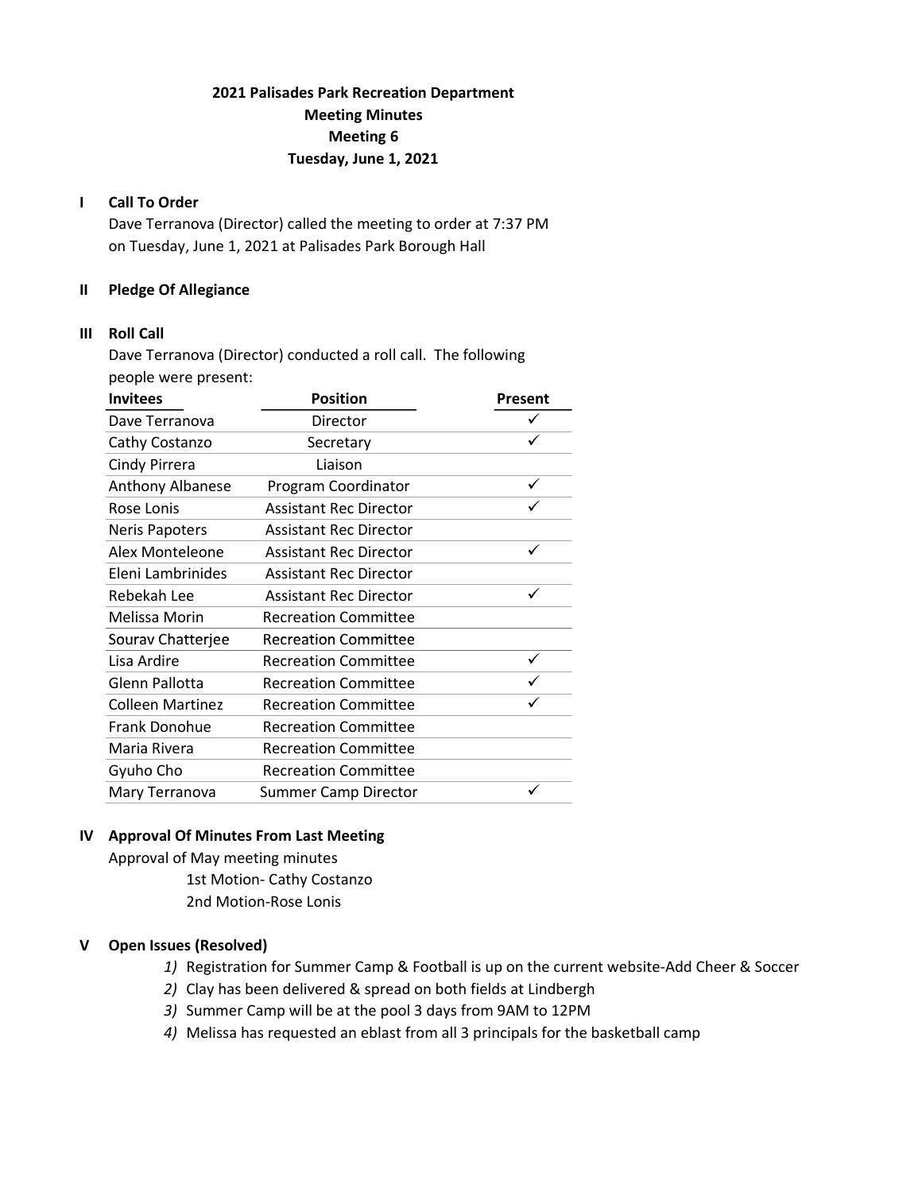# 2021 Palisades Park Recreation Department
## Meeting Minutes
## Meeting 6
## Tuesday, June 1, 2021

### I Call To Order

Dave Terranova (Director) called the meeting to order at 7:37 PM on Tuesday, June 1, 2021 at Palisades Park Borough Hall

### II Pledge Of Allegiance

### III Roll Call

Dave Terranova (Director) conducted a roll call. The following people were present:

| Invitees | Position | Present |
|---|---|---|
| Dave Terranova | Director | ✓ |
| Cathy Costanzo | Secretary | ✓ |
| Cindy Pirrera | Liaison | |
| Anthony Albanese | Program Coordinator | ✓ |
| Rose Lonis | Assistant Rec Director | ✓ |
| Neris Papoters | Assistant Rec Director | |
| Alex Monteleone | Assistant Rec Director | ✓ |
| Eleni Lambrinides | Assistant Rec Director | |
| Rebekah Lee | Assistant Rec Director | ✓ |
| Melissa Morin | Recreation Committee | |
| Sourav Chatterjee | Recreation Committee | |
| Lisa Ardire | Recreation Committee | ✓ |
| Glenn Pallotta | Recreation Committee | ✓ |
| Colleen Martinez | Recreation Committee | ✓ |
| Frank Donohue | Recreation Committee | |
| Maria Rivera | Recreation Committee | |
| Gyuho Cho | Recreation Committee | |
| Mary Terranova | Summer Camp Director | ✓ |

### IV Approval Of Minutes From Last Meeting

Approval of May meeting minutes

1st Motion- Cathy Costanzo

2nd Motion-Rose Lonis

### V Open Issues (Resolved)

1) Registration for Summer Camp & Football is up on the current website-Add Cheer & Soccer
2) Clay has been delivered & spread on both fields at Lindbergh
3) Summer Camp will be at the pool 3 days from 9AM to 12PM
4) Melissa has requested an eblast from all 3 principals for the basketball camp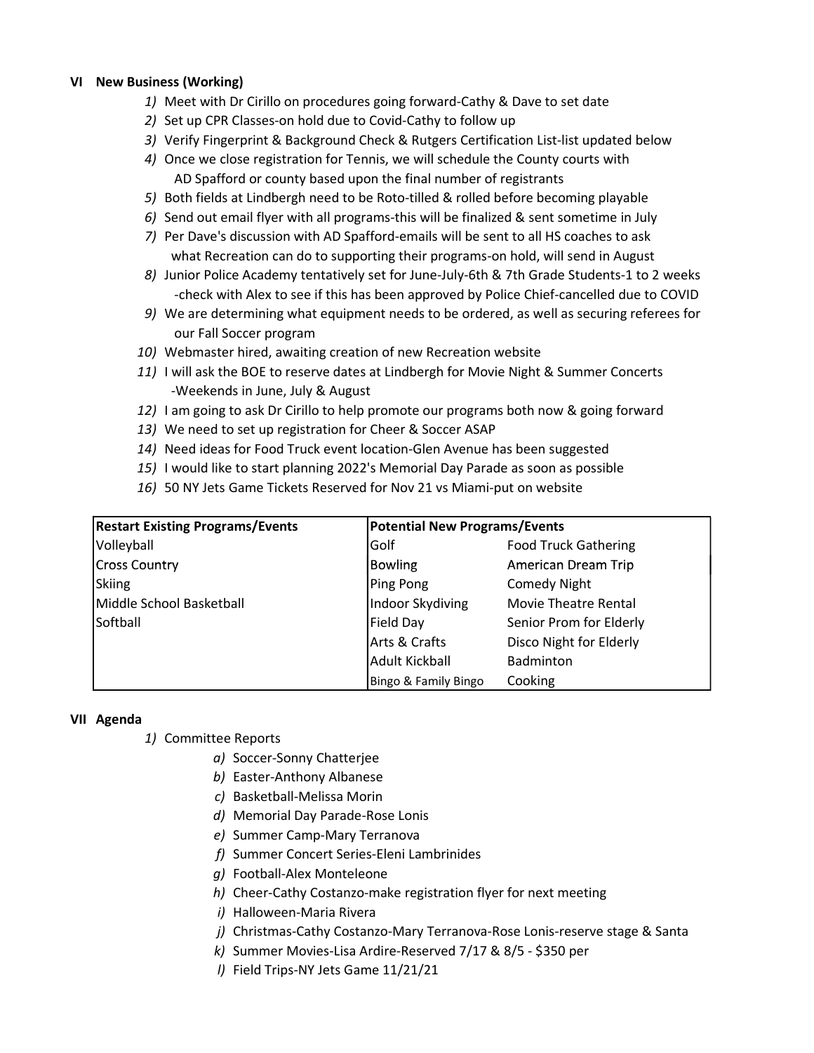## VI New Business (Working)

1) Meet with Dr Cirillo on procedures going forward-Cathy & Dave to set date
2) Set up CPR Classes-on hold due to Covid-Cathy to follow up
3) Verify Fingerprint & Background Check & Rutgers Certification List-list updated below
4) Once we close registration for Tennis, we will schedule the County courts with AD Spafford or county based upon the final number of registrants
5) Both fields at Lindbergh need to be Roto-tilled & rolled before becoming playable
6) Send out email flyer with all programs-this will be finalized & sent sometime in July
7) Per Dave's discussion with AD Spafford-emails will be sent to all HS coaches to ask what Recreation can do to supporting their programs-on hold, will send in August
8) Junior Police Academy tentatively set for June-July-6th & 7th Grade Students-1 to 2 weeks -check with Alex to see if this has been approved by Police Chief-cancelled due to COVID
9) We are determining what equipment needs to be ordered, as well as securing referees for our Fall Soccer program
10) Webmaster hired, awaiting creation of new Recreation website
11) I will ask the BOE to reserve dates at Lindbergh for Movie Night & Summer Concerts -Weekends in June, July & August
12) I am going to ask Dr Cirillo to help promote our programs both now & going forward
13) We need to set up registration for Cheer & Soccer ASAP
14) Need ideas for Food Truck event location-Glen Avenue has been suggested
15) I would like to start planning 2022's Memorial Day Parade as soon as possible
16) 50 NY Jets Game Tickets Reserved for Nov 21 vs Miami-put on website

| **Restart Existing Programs/Events** | **Potential New Programs/Events** | |
|---|---|---|
| Volleyball | Golf | Food Truck Gathering |
| Cross Country | Bowling | American Dream Trip |
| Skiing | Ping Pong | Comedy Night |
| Middle School Basketball | Indoor Skydiving | Movie Theatre Rental |
| Softball | Field Day | Senior Prom for Elderly |
| | Arts & Crafts | Disco Night for Elderly |
| | Adult Kickball | Badminton |
| | Bingo & Family Bingo | Cooking |

## VII Agenda

1) Committee Reports
   a) Soccer-Sonny Chatterjee
   b) Easter-Anthony Albanese
   c) Basketball-Melissa Morin
   d) Memorial Day Parade-Rose Lonis
   e) Summer Camp-Mary Terranova
   f) Summer Concert Series-Eleni Lambrinides
   g) Football-Alex Monteleone
   h) Cheer-Cathy Costanzo-make registration flyer for next meeting
   i) Halloween-Maria Rivera
   j) Christmas-Cathy Costanzo-Mary Terranova-Rose Lonis-reserve stage & Santa
   k) Summer Movies-Lisa Ardire-Reserved 7/17 & 8/5 - $350 per
   l) Field Trips-NY Jets Game 11/21/21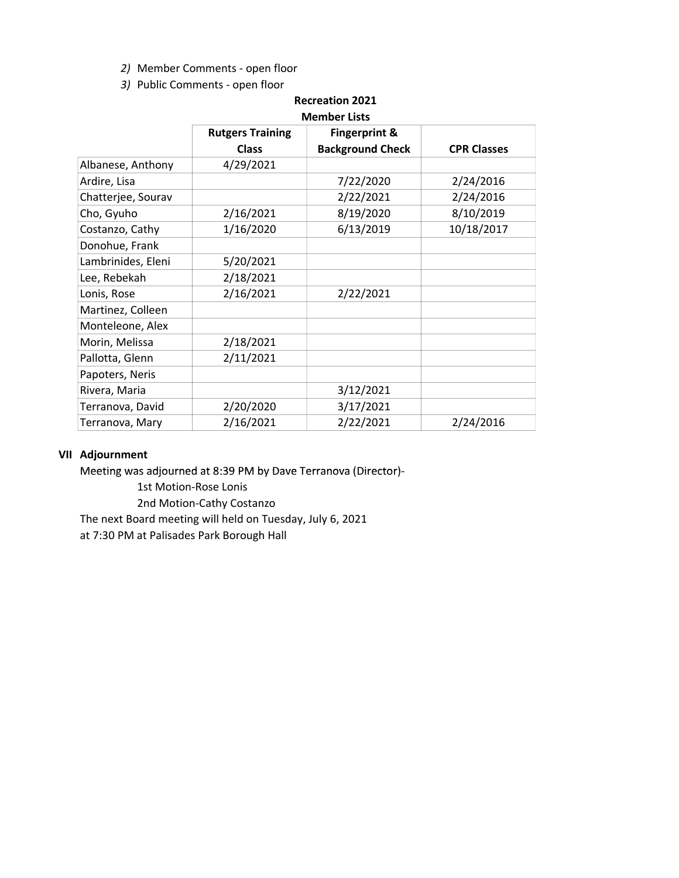2) Member Comments - open floor
3) Public Comments - open floor

**Recreation 2021**
**Member Lists**

| | Rutgers Training Class | Fingerprint & Background Check | CPR Classes |
|---|---|---|---|
| Albanese, Anthony | 4/29/2021 | | |
| Ardire, Lisa | | 7/22/2020 | 2/24/2016 |
| Chatterjee, Sourav | | 2/22/2021 | 2/24/2016 |
| Cho, Gyuho | 2/16/2021 | 8/19/2020 | 8/10/2019 |
| Costanzo, Cathy | 1/16/2020 | 6/13/2019 | 10/18/2017 |
| Donohue, Frank | | | |
| Lambrinides, Eleni | 5/20/2021 | | |
| Lee, Rebekah | 2/18/2021 | | |
| Lonis, Rose | 2/16/2021 | 2/22/2021 | |
| Martinez, Colleen | | | |
| Monteleone, Alex | | | |
| Morin, Melissa | 2/18/2021 | | |
| Pallotta, Glenn | 2/11/2021 | | |
| Papoters, Neris | | | |
| Rivera, Maria | | 3/12/2021 | |
| Terranova, David | 2/20/2020 | 3/17/2021 | |
| Terranova, Mary | 2/16/2021 | 2/22/2021 | 2/24/2016 |

## VII Adjournment

Meeting was adjourned at 8:39 PM by Dave Terranova (Director)-

1st Motion-Rose Lonis

2nd Motion-Cathy Costanzo

The next Board meeting will held on Tuesday, July 6, 2021
at 7:30 PM at Palisades Park Borough Hall